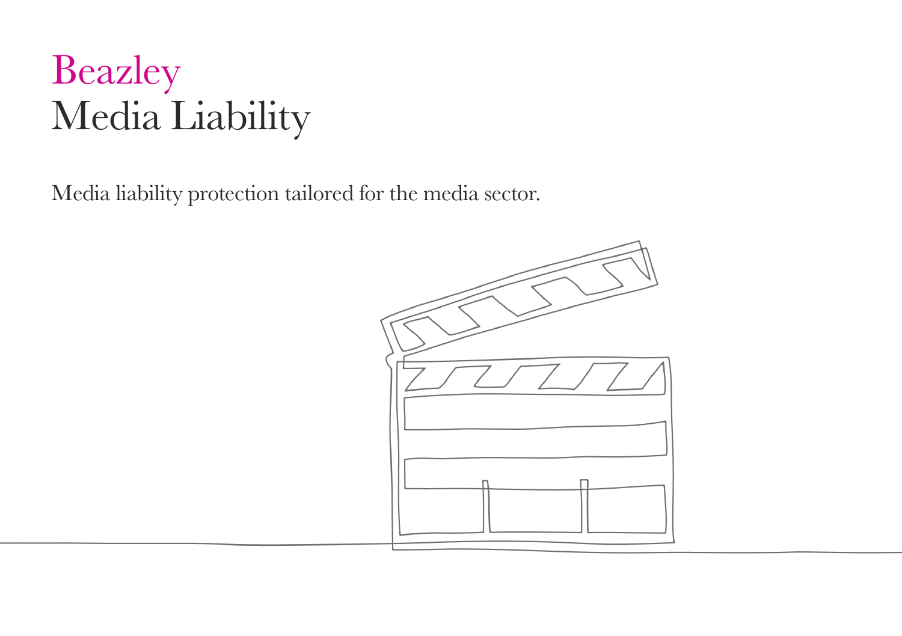# Beazley
# Media Liability

Media liability protection tailored for the media sector.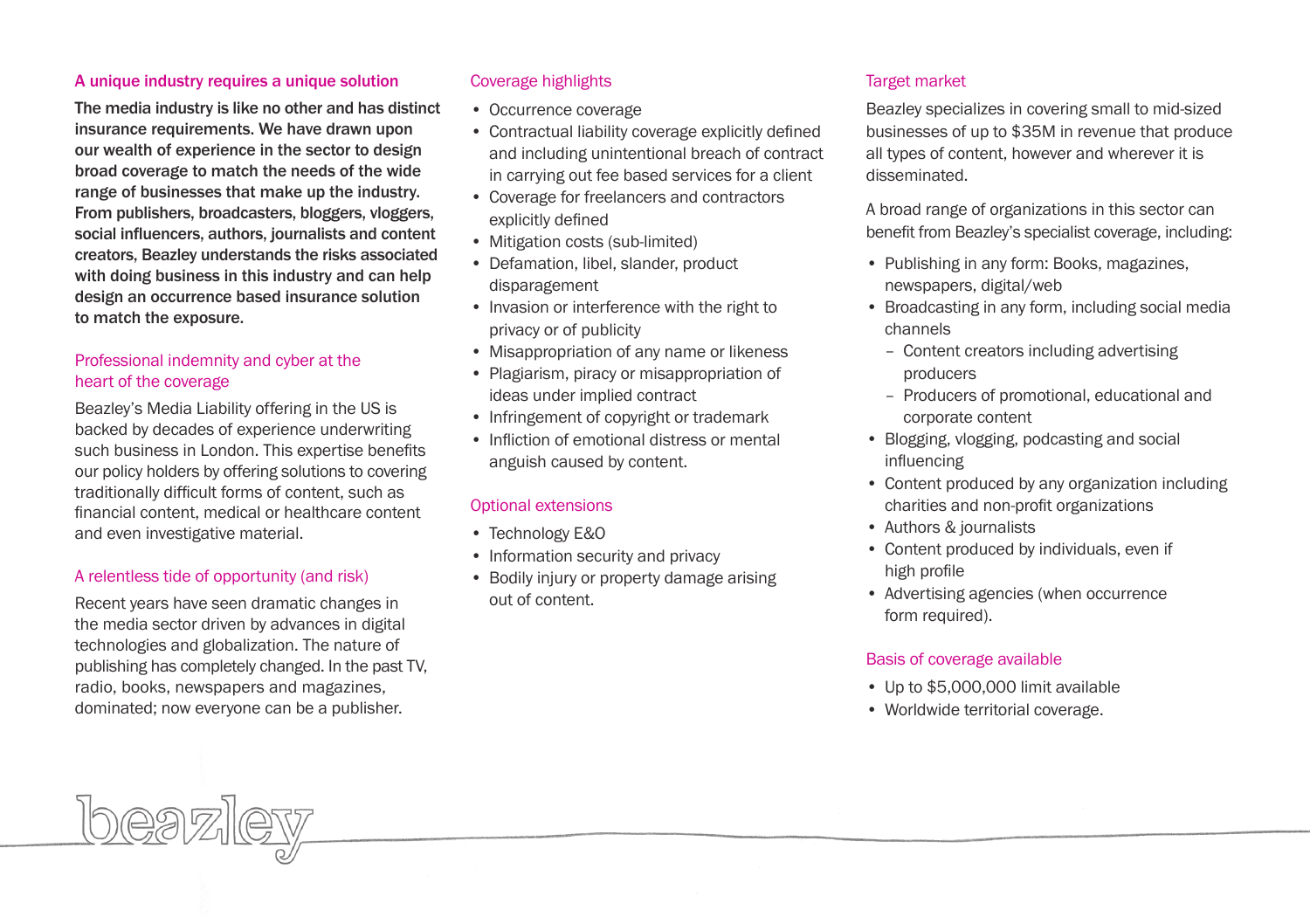## A unique industry requires a unique solution

**The media industry is like no other and has distinct insurance requirements. We have drawn upon our wealth of experience in the sector to design broad coverage to match the needs of the wide range of businesses that make up the industry. From publishers, broadcasters, bloggers, vloggers, social influencers, authors, journalists and content creators, Beazley understands the risks associated with doing business in this industry and can help design an occurrence based insurance solution to match the exposure.**

## Professional indemnity and cyber at the heart of the coverage

Beazley's Media Liability offering in the US is backed by decades of experience underwriting such business in London. This expertise benefits our policy holders by offering solutions to covering traditionally difficult forms of content, such as financial content, medical or healthcare content and even investigative material.

## A relentless tide of opportunity (and risk)

Recent years have seen dramatic changes in the media sector driven by advances in digital technologies and globalization. The nature of publishing has completely changed. In the past TV, radio, books, newspapers and magazines, dominated; now everyone can be a publisher.

## Coverage highlights

- Occurrence coverage
- Contractual liability coverage explicitly defined and including unintentional breach of contract in carrying out fee based services for a client
- Coverage for freelancers and contractors explicitly defined
- Mitigation costs (sub-limited)
- Defamation, libel, slander, product disparagement
- Invasion or interference with the right to privacy or of publicity
- Misappropriation of any name or likeness
- Plagiarism, piracy or misappropriation of ideas under implied contract
- Infringement of copyright or trademark
- Infliction of emotional distress or mental anguish caused by content.

## Optional extensions

- Technology E&O
- Information security and privacy
- Bodily injury or property damage arising out of content.

## Target market

Beazley specializes in covering small to mid-sized businesses of up to $35M in revenue that produce all types of content, however and wherever it is disseminated.

A broad range of organizations in this sector can benefit from Beazley's specialist coverage, including:

- Publishing in any form: Books, magazines, newspapers, digital/web
- Broadcasting in any form, including social media channels
  - Content creators including advertising producers
  - Producers of promotional, educational and corporate content
- Blogging, vlogging, podcasting and social influencing
- Content produced by any organization including charities and non-profit organizations
- Authors & journalists
- Content produced by individuals, even if high profile
- Advertising agencies (when occurrence form required).

## Basis of coverage available

- Up to $5,000,000 limit available
- Worldwide territorial coverage.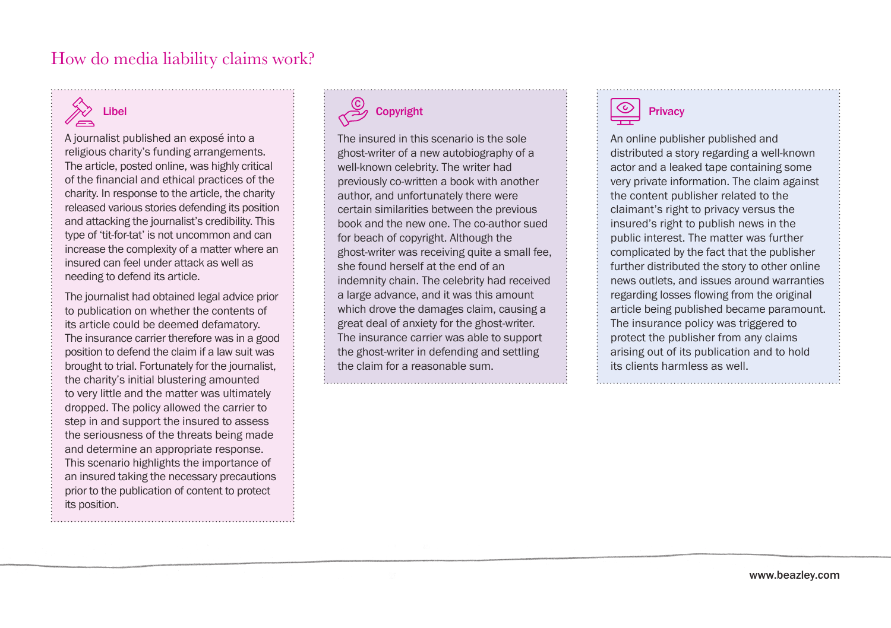# How do media liability claims work?

### Libel

A journalist published an exposé into a religious charity's funding arrangements. The article, posted online, was highly critical of the financial and ethical practices of the charity. In response to the article, the charity released various stories defending its position and attacking the journalist's credibility. This type of 'tit-for-tat' is not uncommon and can increase the complexity of a matter where an insured can feel under attack as well as needing to defend its article.

The journalist had obtained legal advice prior to publication on whether the contents of its article could be deemed defamatory. The insurance carrier therefore was in a good position to defend the claim if a law suit was brought to trial. Fortunately for the journalist, the charity's initial blustering amounted to very little and the matter was ultimately dropped. The policy allowed the carrier to step in and support the insured to assess the seriousness of the threats being made and determine an appropriate response. This scenario highlights the importance of an insured taking the necessary precautions prior to the publication of content to protect its position.

### Copyright

The insured in this scenario is the sole ghost-writer of a new autobiography of a well-known celebrity. The writer had previously co-written a book with another author, and unfortunately there were certain similarities between the previous book and the new one. The co-author sued for beach of copyright. Although the ghost-writer was receiving quite a small fee, she found herself at the end of an indemnity chain. The celebrity had received a large advance, and it was this amount which drove the damages claim, causing a great deal of anxiety for the ghost-writer. The insurance carrier was able to support the ghost-writer in defending and settling the claim for a reasonable sum.

### Privacy

An online publisher published and distributed a story regarding a well-known actor and a leaked tape containing some very private information. The claim against the content publisher related to the claimant's right to privacy versus the insured's right to publish news in the public interest. The matter was further complicated by the fact that the publisher further distributed the story to other online news outlets, and issues around warranties regarding losses flowing from the original article being published became paramount. The insurance policy was triggered to protect the publisher from any claims arising out of its publication and to hold its clients harmless as well.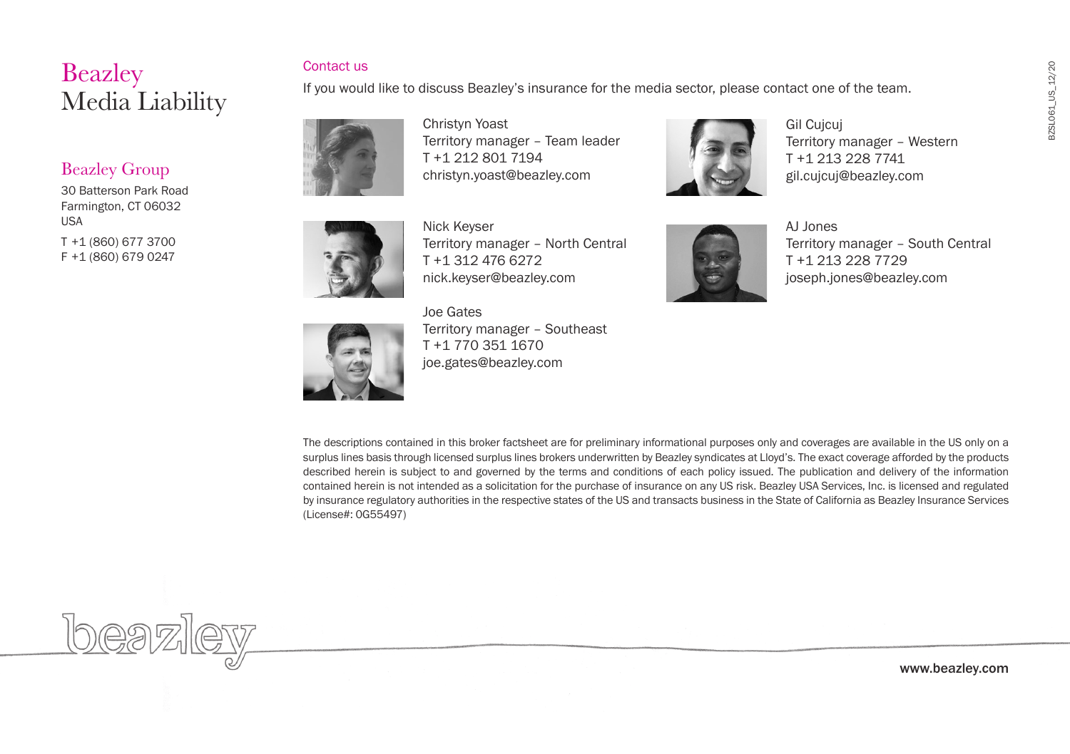# Beazley
# Media Liability

## Beazley Group

30 Batterson Park Road
Farmington, CT 06032
USA

T +1 (860) 677 3700
F +1 (860) 679 0247

## Contact us

If you would like to discuss Beazley's insurance for the media sector, please contact one of the team.

Christyn Yoast
Territory manager – Team leader
T +1 212 801 7194
christyn.yoast@beazley.com

Gil Cujcuj
Territory manager – Western
T +1 213 228 7741
gil.cujcuj@beazley.com

Nick Keyser
Territory manager – North Central
T +1 312 476 6272
nick.keyser@beazley.com

AJ Jones
Territory manager – South Central
T +1 213 228 7729
joseph.jones@beazley.com

Joe Gates
Territory manager – Southeast
T +1 770 351 1670
joe.gates@beazley.com

The descriptions contained in this broker factsheet are for preliminary informational purposes only and coverages are available in the US only on a surplus lines basis through licensed surplus lines brokers underwritten by Beazley syndicates at Lloyd's. The exact coverage afforded by the products described herein is subject to and governed by the terms and conditions of each policy issued. The publication and delivery of the information contained herein is not intended as a solicitation for the purchase of insurance on any US risk. Beazley USA Services, Inc. is licensed and regulated by insurance regulatory authorities in the respective states of the US and transacts business in the State of California as Beazley Insurance Services (License#: 0G55497)

BZSL061_US_12/20

www.beazley.com